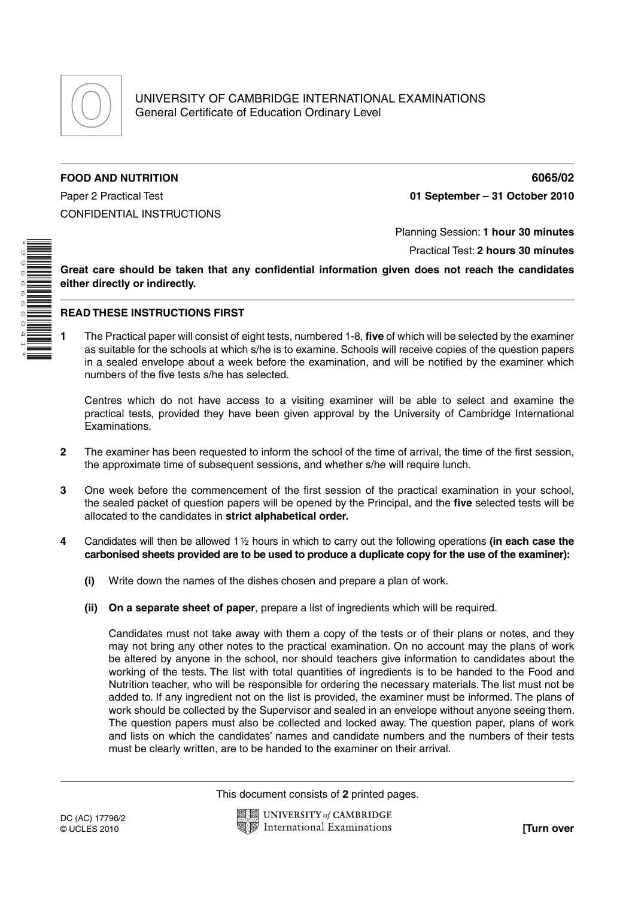UNIVERSITY OF CAMBRIDGE INTERNATIONAL EXAMINATIONS
General Certificate of Education Ordinary Level

**FOOD AND NUTRITION** **6065/02**

Paper 2 Practical Test **01 September – 31 October 2010**

CONFIDENTIAL INSTRUCTIONS

Planning Session: **1 hour 30 minutes**

Practical Test: **2 hours 30 minutes**

**Great care should be taken that any confidential information given does not reach the candidates either directly or indirectly.**

## READ THESE INSTRUCTIONS FIRST

**1** The Practical paper will consist of eight tests, numbered 1-8, **five** of which will be selected by the examiner as suitable for the schools at which s/he is to examine. Schools will receive copies of the question papers in a sealed envelope about a week before the examination, and will be notified by the examiner which numbers of the five tests s/he has selected.

Centres which do not have access to a visiting examiner will be able to select and examine the practical tests, provided they have been given approval by the University of Cambridge International Examinations.

**2** The examiner has been requested to inform the school of the time of arrival, the time of the first session, the approximate time of subsequent sessions, and whether s/he will require lunch.

**3** One week before the commencement of the first session of the practical examination in your school, the sealed packet of question papers will be opened by the Principal, and the **five** selected tests will be allocated to the candidates in **strict alphabetical order.**

**4** Candidates will then be allowed 1½ hours in which to carry out the following operations **(in each case the carbonised sheets provided are to be used to produce a duplicate copy for the use of the examiner):**

**(i)** Write down the names of the dishes chosen and prepare a plan of work.

**(ii)** **On a separate sheet of paper**, prepare a list of ingredients which will be required.

Candidates must not take away with them a copy of the tests or of their plans or notes, and they may not bring any other notes to the practical examination. On no account may the plans of work be altered by anyone in the school, nor should teachers give information to candidates about the working of the tests. The list with total quantities of ingredients is to be handed to the Food and Nutrition teacher, who will be responsible for ordering the necessary materials. The list must not be added to. If any ingredient not on the list is provided, the examiner must be informed. The plans of work should be collected by the Supervisor and sealed in an envelope without anyone seeing them. The question papers must also be collected and locked away. The question paper, plans of work and lists on which the candidates' names and candidate numbers and the numbers of their tests must be clearly written, are to be handed to the examiner on their arrival.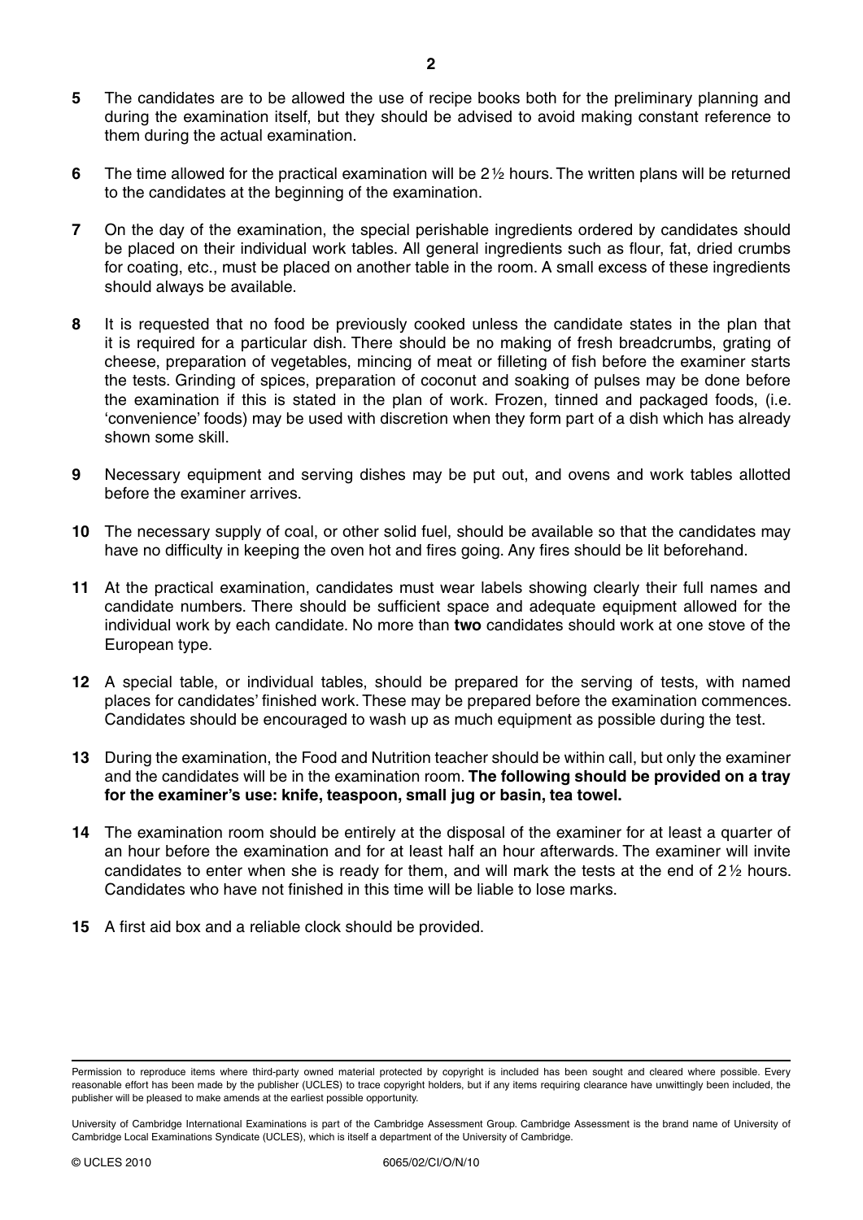5 The candidates are to be allowed the use of recipe books both for the preliminary planning and during the examination itself, but they should be advised to avoid making constant reference to them during the actual examination.

6 The time allowed for the practical examination will be 2½ hours. The written plans will be returned to the candidates at the beginning of the examination.

7 On the day of the examination, the special perishable ingredients ordered by candidates should be placed on their individual work tables. All general ingredients such as flour, fat, dried crumbs for coating, etc., must be placed on another table in the room. A small excess of these ingredients should always be available.

8 It is requested that no food be previously cooked unless the candidate states in the plan that it is required for a particular dish. There should be no making of fresh breadcrumbs, grating of cheese, preparation of vegetables, mincing of meat or filleting of fish before the examiner starts the tests. Grinding of spices, preparation of coconut and soaking of pulses may be done before the examination if this is stated in the plan of work. Frozen, tinned and packaged foods, (i.e. 'convenience' foods) may be used with discretion when they form part of a dish which has already shown some skill.

9 Necessary equipment and serving dishes may be put out, and ovens and work tables allotted before the examiner arrives.

10 The necessary supply of coal, or other solid fuel, should be available so that the candidates may have no difficulty in keeping the oven hot and fires going. Any fires should be lit beforehand.

11 At the practical examination, candidates must wear labels showing clearly their full names and candidate numbers. There should be sufficient space and adequate equipment allowed for the individual work by each candidate. No more than **two** candidates should work at one stove of the European type.

12 A special table, or individual tables, should be prepared for the serving of tests, with named places for candidates' finished work. These may be prepared before the examination commences. Candidates should be encouraged to wash up as much equipment as possible during the test.

13 During the examination, the Food and Nutrition teacher should be within call, but only the examiner and the candidates will be in the examination room. **The following should be provided on a tray for the examiner's use: knife, teaspoon, small jug or basin, tea towel.**

14 The examination room should be entirely at the disposal of the examiner for at least a quarter of an hour before the examination and for at least half an hour afterwards. The examiner will invite candidates to enter when she is ready for them, and will mark the tests at the end of 2½ hours. Candidates who have not finished in this time will be liable to lose marks.

15 A first aid box and a reliable clock should be provided.

Permission to reproduce items where third-party owned material protected by copyright is included has been sought and cleared where possible. Every reasonable effort has been made by the publisher (UCLES) to trace copyright holders, but if any items requiring clearance have unwittingly been included, the publisher will be pleased to make amends at the earliest possible opportunity.

University of Cambridge International Examinations is part of the Cambridge Assessment Group. Cambridge Assessment is the brand name of University of Cambridge Local Examinations Syndicate (UCLES), which is itself a department of the University of Cambridge.